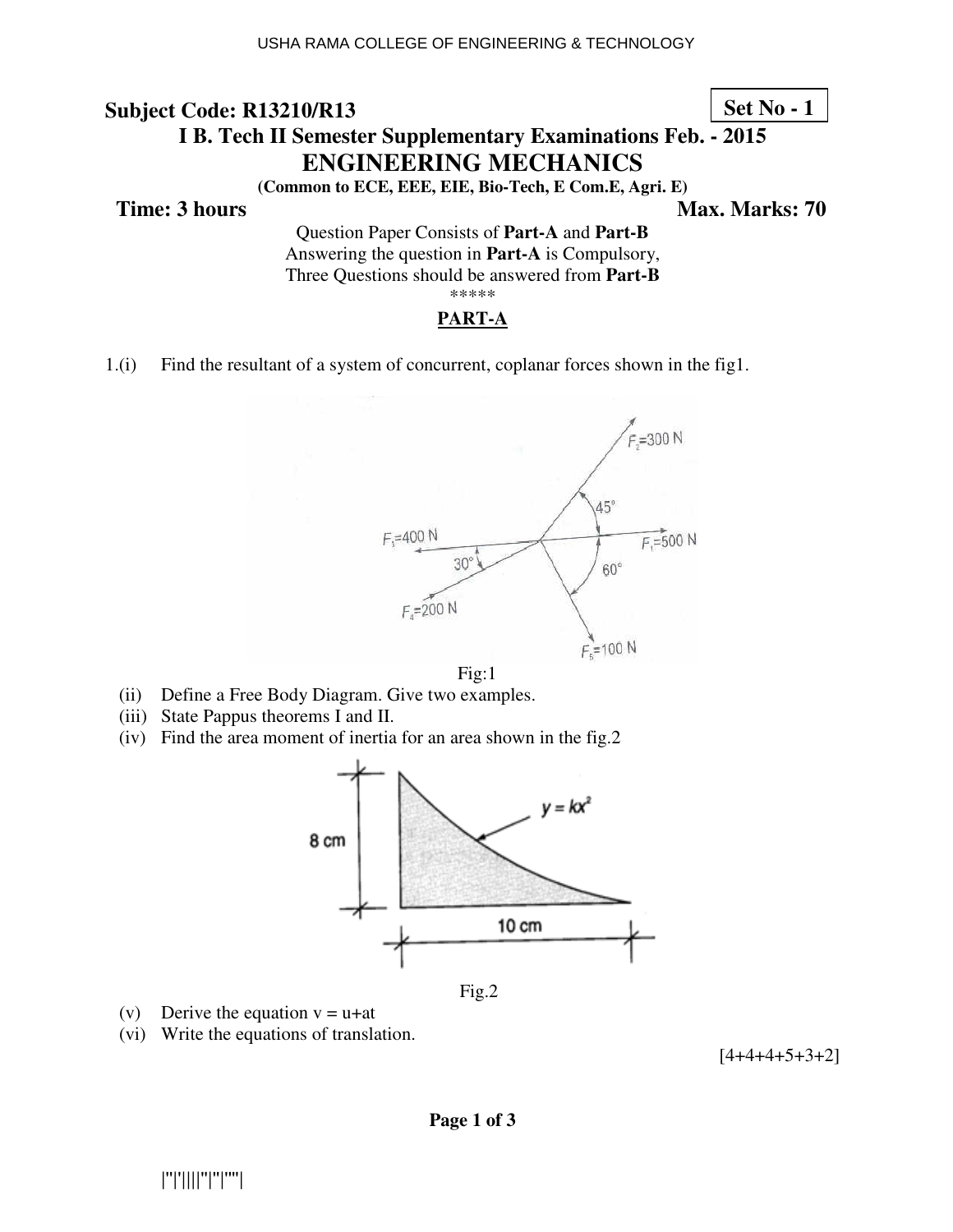**Subject Code: R13210/R13** **Set No - 1**

**I B. Tech II Semester Supplementary Examinations Feb. - 2015**

# ENGINEERING MECHANICS

**(Common to ECE, EEE, EIE, Bio-Tech, E Com.E, Agri. E)**

**Time: 3 hours** **Max. Marks: 70**

Question Paper Consists of **Part-A** and **Part-B**
Answering the question in **Part-A** is Compulsory,
Three Questions should be answered from **Part-B**

\*\*\*\*\*

## PART-A

1.(i) Find the resultant of a system of concurrent, coplanar forces shown in the fig1.

Fig:1

(ii) Define a Free Body Diagram. Give two examples.

(iii) State Pappus theorems I and II.

(iv) Find the area moment of inertia for an area shown in the fig.2

Fig.2

(v) Derive the equation $v = u+at$

(vi) Write the equations of translation.

[4+4+4+5+3+2]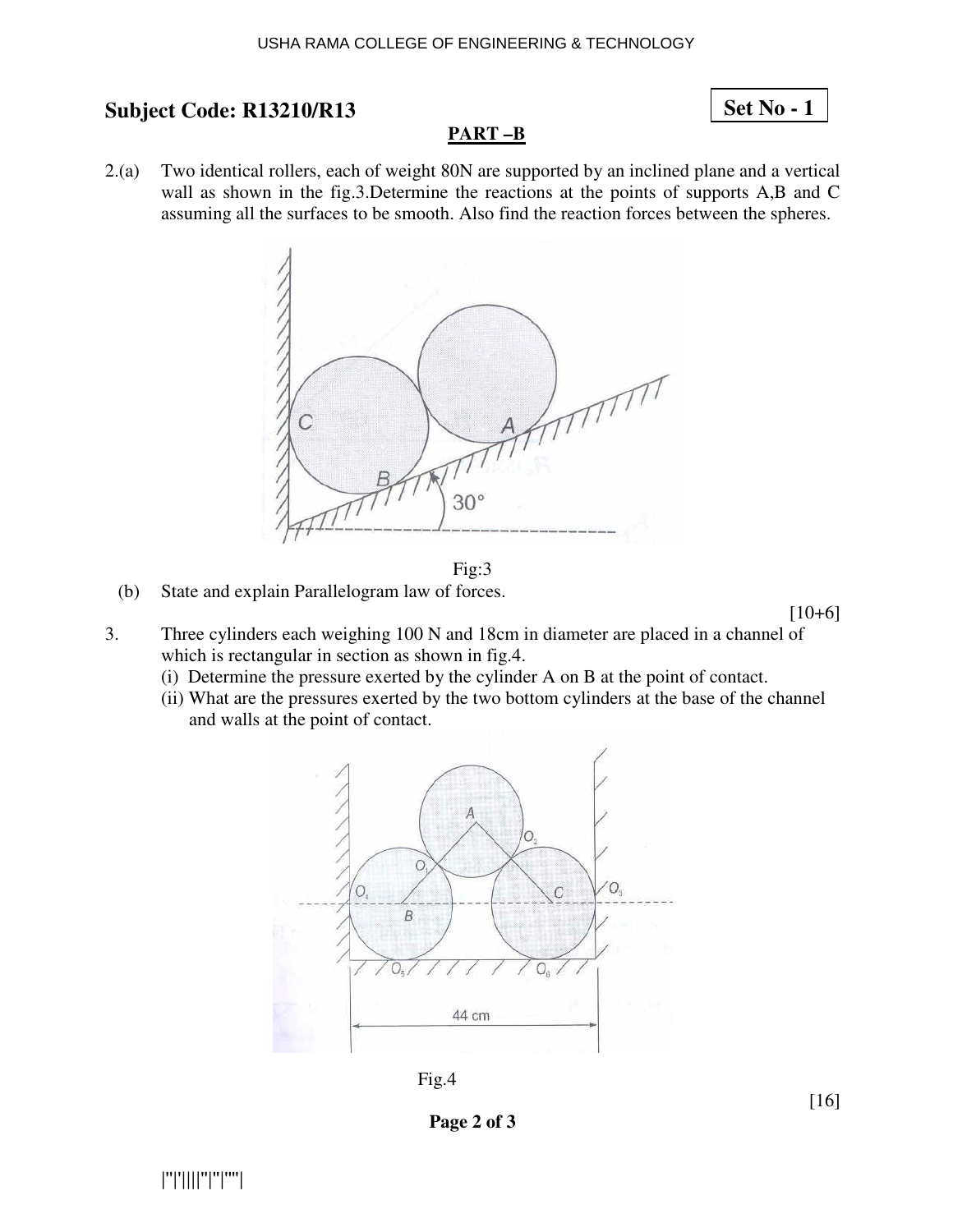**Subject Code: R13210/R13**

**Set No - 1**

**PART –B**

2.(a) Two identical rollers, each of weight 80N are supported by an inclined plane and a vertical wall as shown in the fig.3.Determine the reactions at the points of supports A,B and C assuming all the surfaces to be smooth. Also find the reaction forces between the spheres.

Fig:3

(b) State and explain Parallelogram law of forces.

[10+6]

3. Three cylinders each weighing 100 N and 18cm in diameter are placed in a channel of which is rectangular in section as shown in fig.4.

(i) Determine the pressure exerted by the cylinder A on B at the point of contact.

(ii) What are the pressures exerted by the two bottom cylinders at the base of the channel and walls at the point of contact.

Fig.4

[16]

|''|'||||''|''|''''|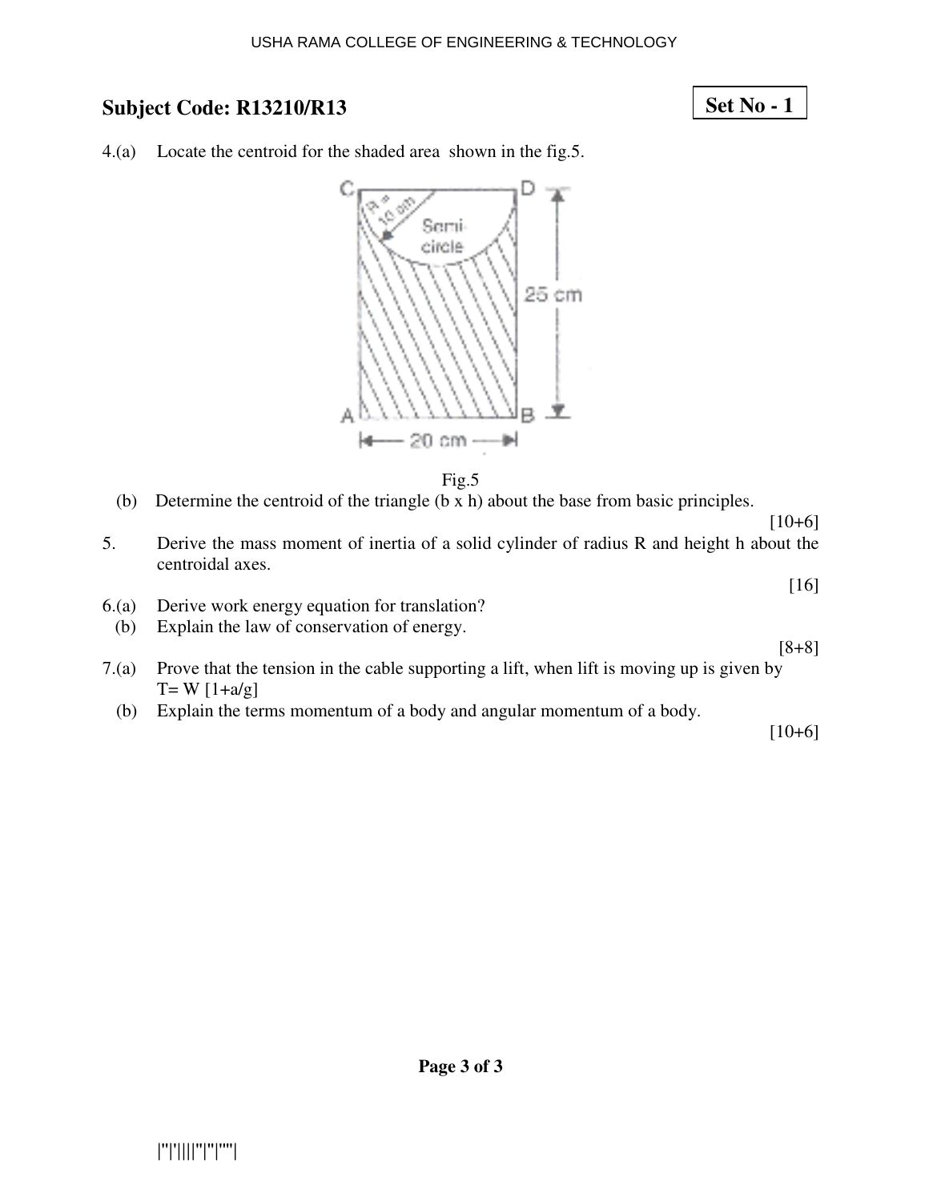**Subject Code: R13210/R13**

**Set No - 1**

4.(a) Locate the centroid for the shaded area shown in the fig.5.

Fig.5

(b) Determine the centroid of the triangle (b x h) about the base from basic principles.

[10+6]

5. Derive the mass moment of inertia of a solid cylinder of radius R and height h about the centroidal axes.

[16]

6.(a) Derive work energy equation for translation?

(b) Explain the law of conservation of energy.

[8+8]

7.(a) Prove that the tension in the cable supporting a lift, when lift is moving up is given by $T= W [1+a/g]$

(b) Explain the terms momentum of a body and angular momentum of a body.

[10+6]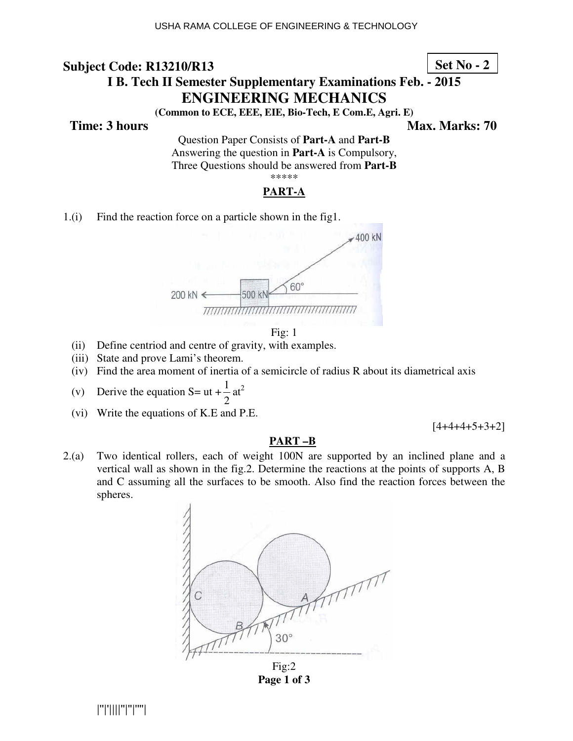**Subject Code: R13210/R13** **Set No - 2**

# I B. Tech II Semester Supplementary Examinations Feb. - 2015

# ENGINEERING MECHANICS

**(Common to ECE, EEE, EIE, Bio-Tech, E Com.E, Agri. E)**

**Time: 3 hours** **Max. Marks: 70**

Question Paper Consists of **Part-A** and **Part-B**
Answering the question in **Part-A** is Compulsory,
Three Questions should be answered from **Part-B**

*****

## PART-A

1.(i) Find the reaction force on a particle shown in the fig1.

Fig: 1

(ii) Define centriod and centre of gravity, with examples.

(iii) State and prove Lami's theorem.

(iv) Find the area moment of inertia of a semicircle of radius R about its diametrical axis

(v) Derive the equation $S = ut + \frac{1}{2}at^2$

(vi) Write the equations of K.E and P.E.

[4+4+4+5+3+2]

## PART –B

2.(a) Two identical rollers, each of weight 100N are supported by an inclined plane and a vertical wall as shown in the fig.2. Determine the reactions at the points of supports A, B and C assuming all the surfaces to be smooth. Also find the reaction forces between the spheres.

Fig:2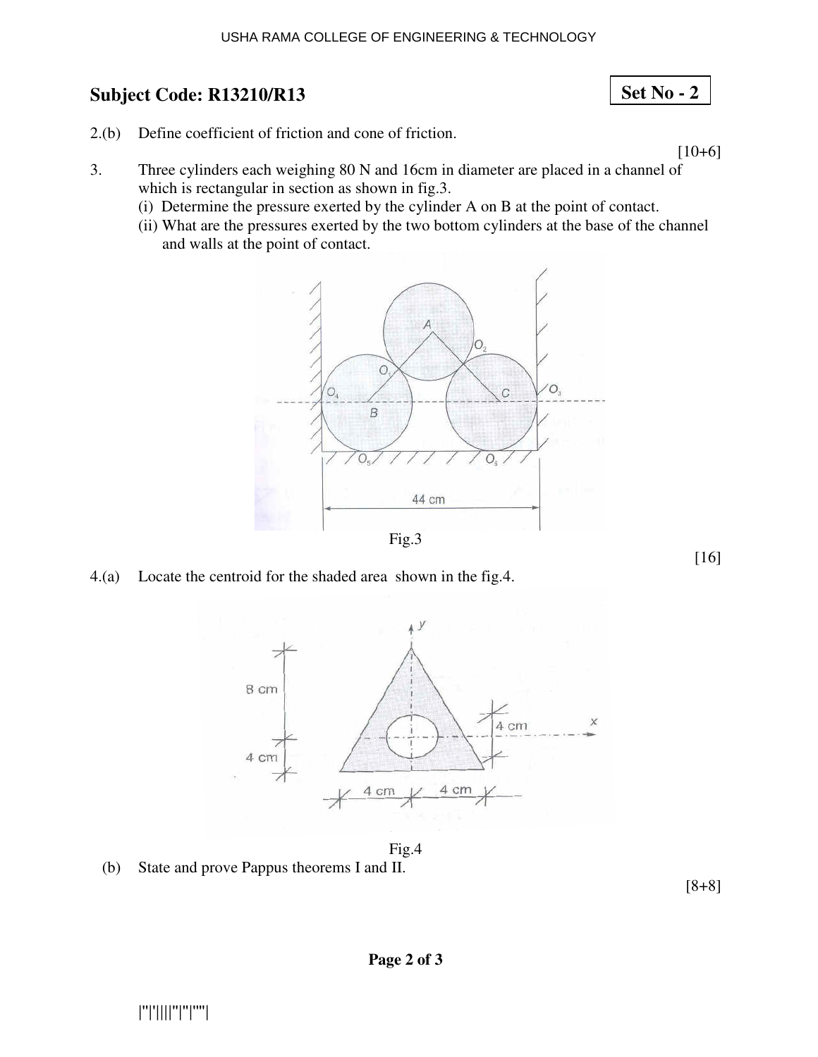**Subject Code: R13210/R13** **Set No - 2**

2.(b) Define coefficient of friction and cone of friction.

[10+6]

3. Three cylinders each weighing 80 N and 16cm in diameter are placed in a channel of which is rectangular in section as shown in fig.3.
   (i) Determine the pressure exerted by the cylinder A on B at the point of contact.
   (ii) What are the pressures exerted by the two bottom cylinders at the base of the channel and walls at the point of contact.

Fig.3

[16]

4.(a) Locate the centroid for the shaded area shown in the fig.4.

Fig.4

(b) State and prove Pappus theorems I and II.

[8+8]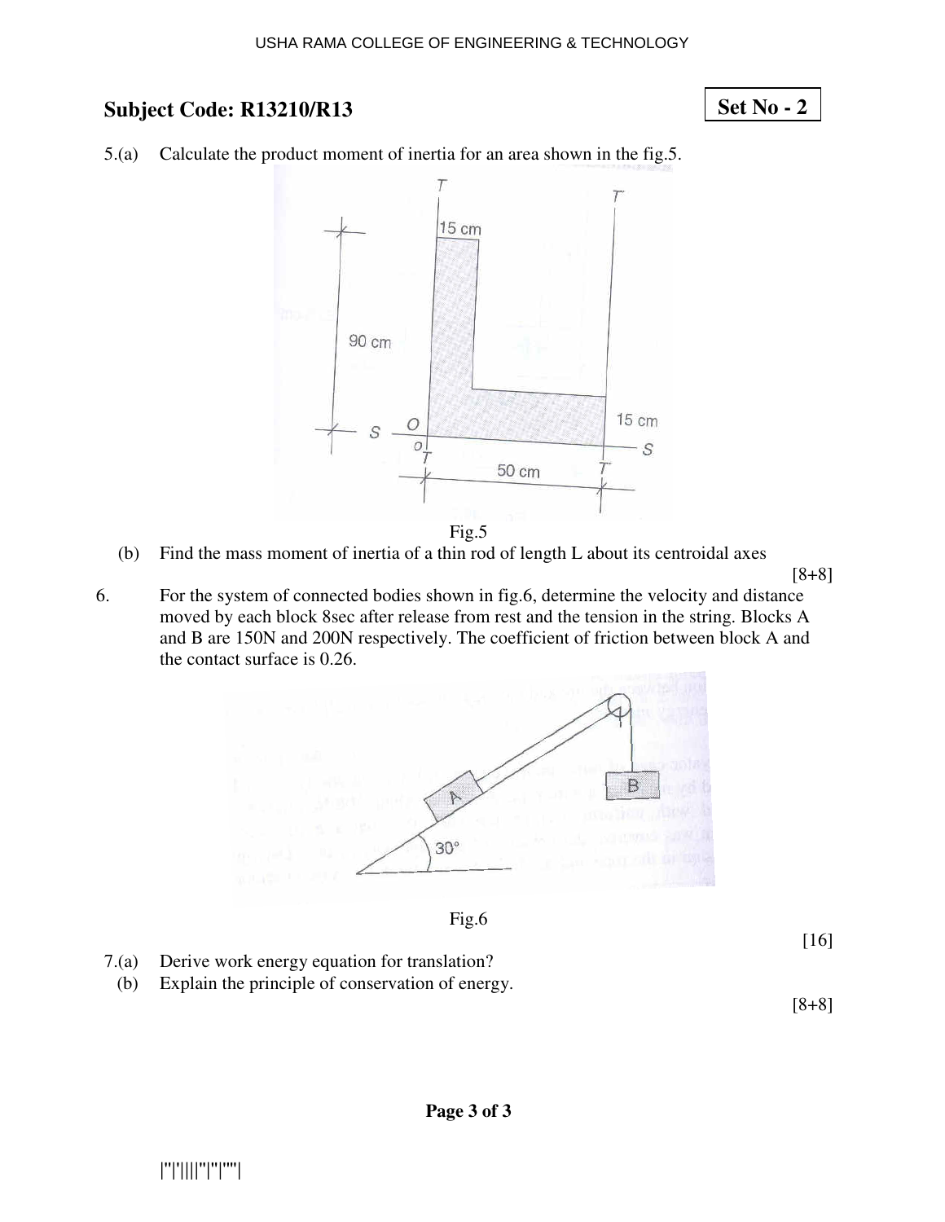## Subject Code: R13210/R13

**Set No - 2**

5.(a) Calculate the product moment of inertia for an area shown in the fig.5.

Fig.5

(b) Find the mass moment of inertia of a thin rod of length L about its centroidal axes

[8+8]

6. For the system of connected bodies shown in fig.6, determine the velocity and distance moved by each block 8sec after release from rest and the tension in the string. Blocks A and B are 150N and 200N respectively. The coefficient of friction between block A and the contact surface is 0.26.

Fig.6

[16]

7.(a) Derive work energy equation for translation?

(b) Explain the principle of conservation of energy.

[8+8]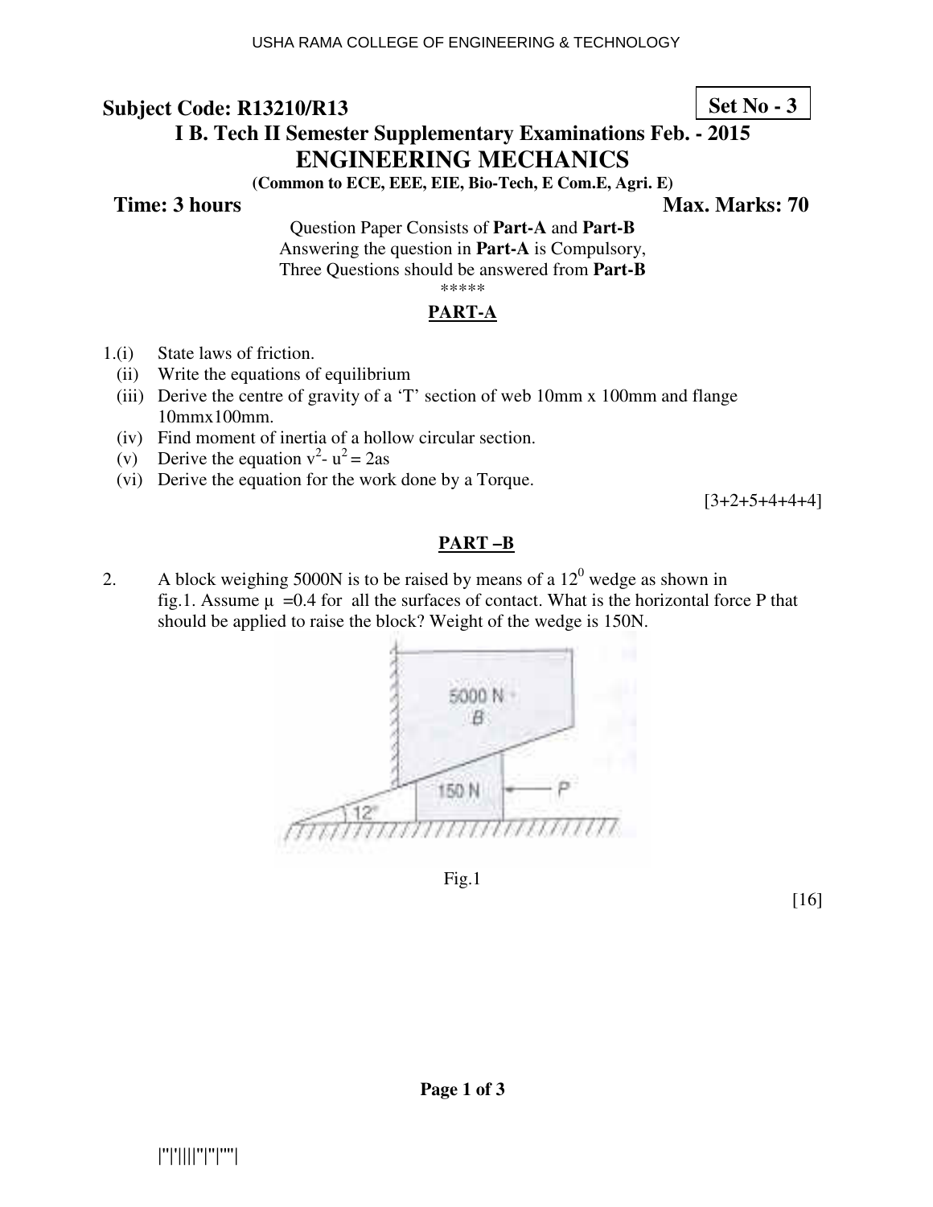**Subject Code: R13210/R13** **Set No - 3**

**I B. Tech II Semester Supplementary Examinations Feb. - 2015**

# ENGINEERING MECHANICS

**(Common to ECE, EEE, EIE, Bio-Tech, E Com.E, Agri. E)**

**Time: 3 hours** **Max. Marks: 70**

Question Paper Consists of **Part-A** and **Part-B**
Answering the question in **Part-A** is Compulsory,
Three Questions should be answered from **Part-B**

*****

## PART-A

1.(i) State laws of friction.

(ii) Write the equations of equilibrium

(iii) Derive the centre of gravity of a 'T' section of web 10mm x 100mm and flange 10mmx100mm.

(iv) Find moment of inertia of a hollow circular section.

(v) Derive the equation $v^2 - u^2 = 2as$

(vi) Derive the equation for the work done by a Torque.

[3+2+5+4+4+4]

## PART –B

2. A block weighing 5000N is to be raised by means of a $12^0$ wedge as shown in fig.1. Assume μ =0.4 for all the surfaces of contact. What is the horizontal force P that should be applied to raise the block? Weight of the wedge is 150N.

Fig.1

[16]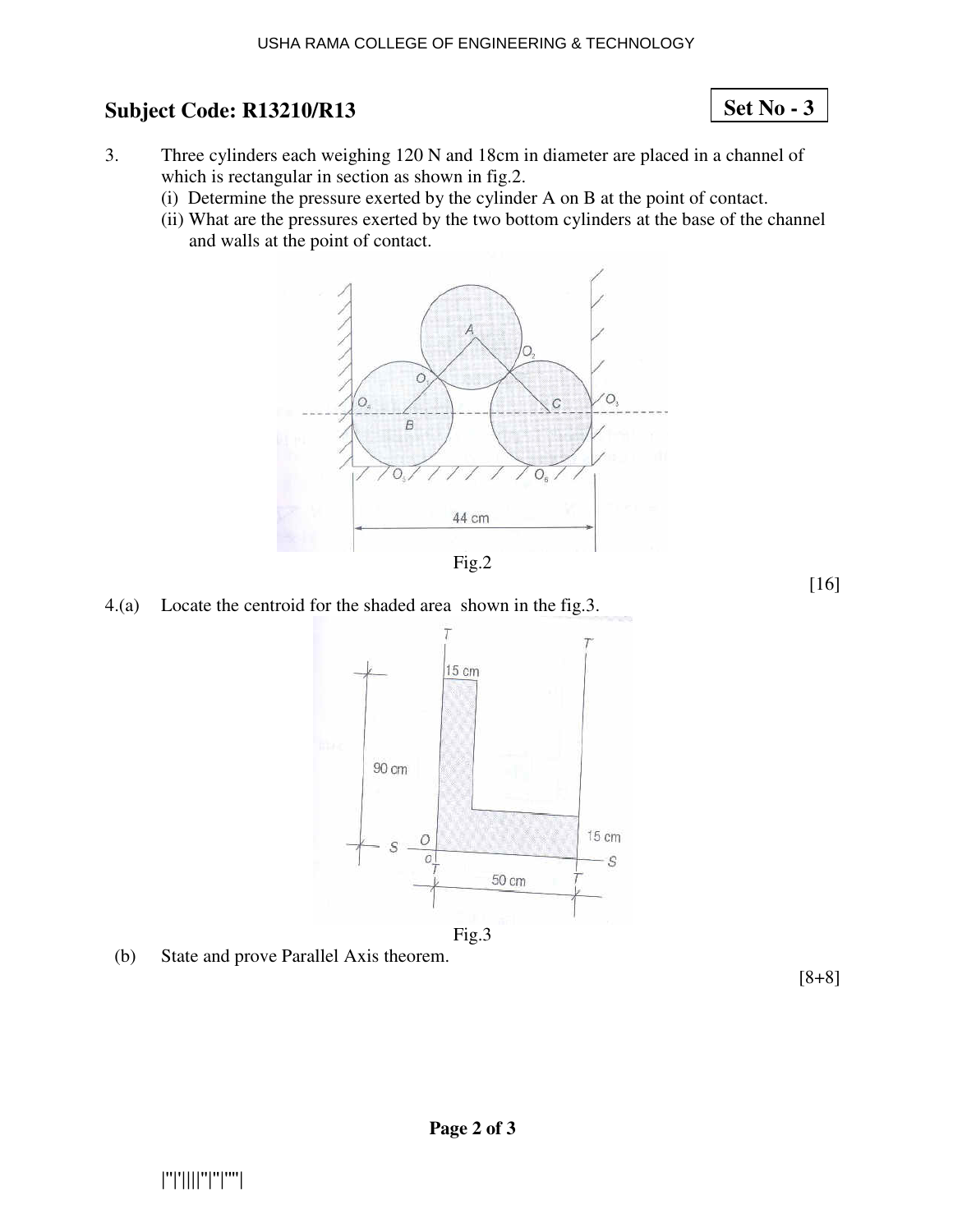## Subject Code: R13210/R13

**Set No - 3**

3. Three cylinders each weighing 120 N and 18cm in diameter are placed in a channel of which is rectangular in section as shown in fig.2.
   (i) Determine the pressure exerted by the cylinder A on B at the point of contact.
   (ii) What are the pressures exerted by the two bottom cylinders at the base of the channel and walls at the point of contact.

Fig.2

[16]

4.(a) Locate the centroid for the shaded area shown in the fig.3.

Fig.3

(b) State and prove Parallel Axis theorem.

[8+8]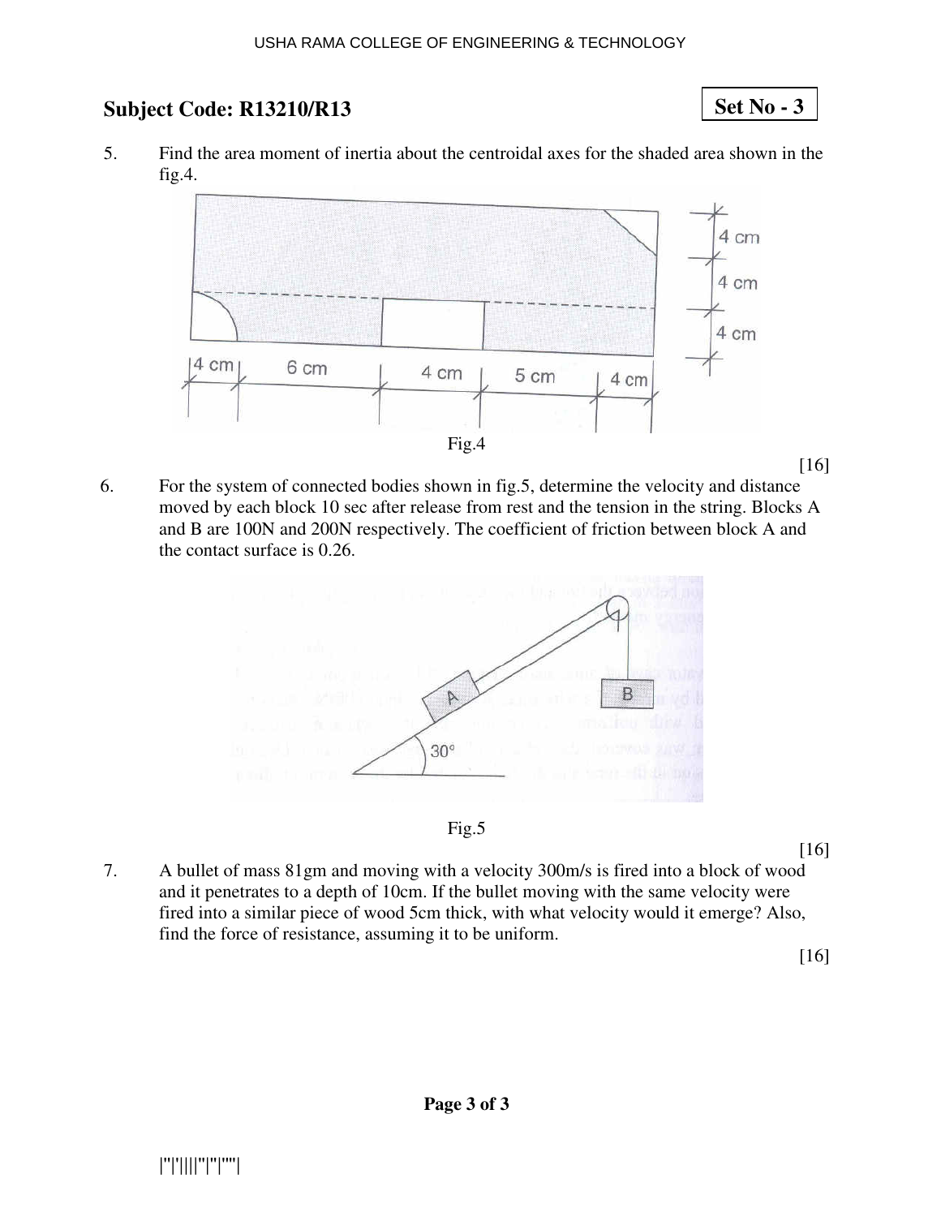**Subject Code: R13210/R13**

**Set No - 3**

5. Find the area moment of inertia about the centroidal axes for the shaded area shown in the fig.4.

Fig.4

[16]

6. For the system of connected bodies shown in fig.5, determine the velocity and distance moved by each block 10 sec after release from rest and the tension in the string. Blocks A and B are 100N and 200N respectively. The coefficient of friction between block A and the contact surface is 0.26.

Fig.5

[16]

7. A bullet of mass 81gm and moving with a velocity 300m/s is fired into a block of wood and it penetrates to a depth of 10cm. If the bullet moving with the same velocity were fired into a similar piece of wood 5cm thick, with what velocity would it emerge? Also, find the force of resistance, assuming it to be uniform.

[16]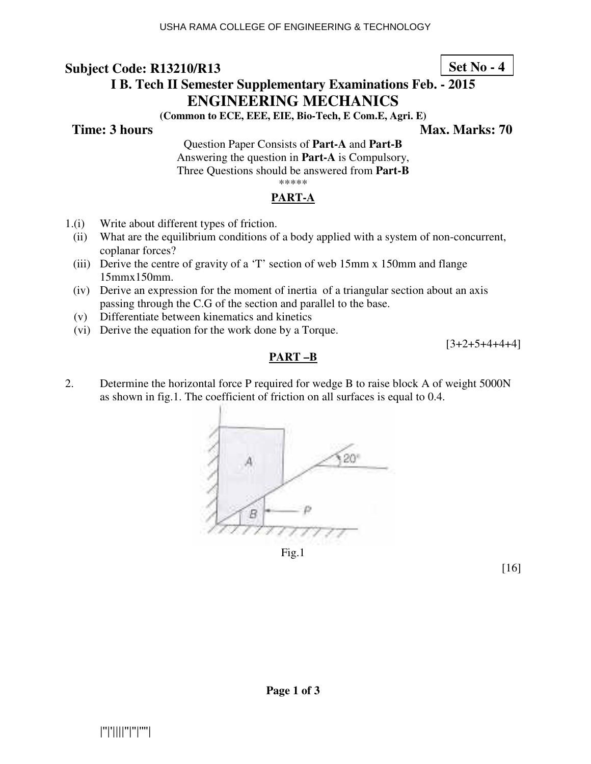**Subject Code: R13210/R13**

**Set No - 4**

**I B. Tech II Semester Supplementary Examinations Feb. - 2015**

# ENGINEERING MECHANICS

**(Common to ECE, EEE, EIE, Bio-Tech, E Com.E, Agri. E)**

**Time: 3 hours** **Max. Marks: 70**

Question Paper Consists of **Part-A** and **Part-B**
Answering the question in **Part-A** is Compulsory,
Three Questions should be answered from **Part-B**

*****

## PART-A

1.(i) Write about different types of friction.

(ii) What are the equilibrium conditions of a body applied with a system of non-concurrent, coplanar forces?

(iii) Derive the centre of gravity of a 'T' section of web 15mm x 150mm and flange 15mmx150mm.

(iv) Derive an expression for the moment of inertia of a triangular section about an axis passing through the C.G of the section and parallel to the base.

(v) Differentiate between kinematics and kinetics

(vi) Derive the equation for the work done by a Torque.

[3+2+5+4+4+4]

## PART –B

2. Determine the horizontal force P required for wedge B to raise block A of weight 5000N as shown in fig.1. The coefficient of friction on all surfaces is equal to 0.4.

Fig.1

[16]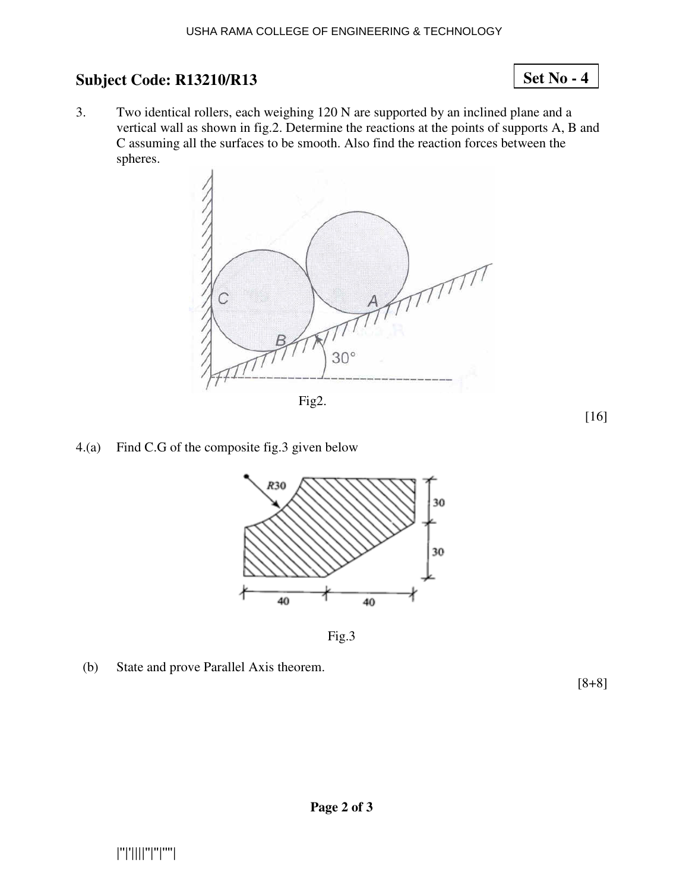## Subject Code: R13210/R13

**Set No - 4**

3. Two identical rollers, each weighing 120 N are supported by an inclined plane and a vertical wall as shown in fig.2. Determine the reactions at the points of supports A, B and C assuming all the surfaces to be smooth. Also find the reaction forces between the spheres.

Fig2.

[16]

4.(a) Find C.G of the composite fig.3 given below

Fig.3

(b) State and prove Parallel Axis theorem.

[8+8]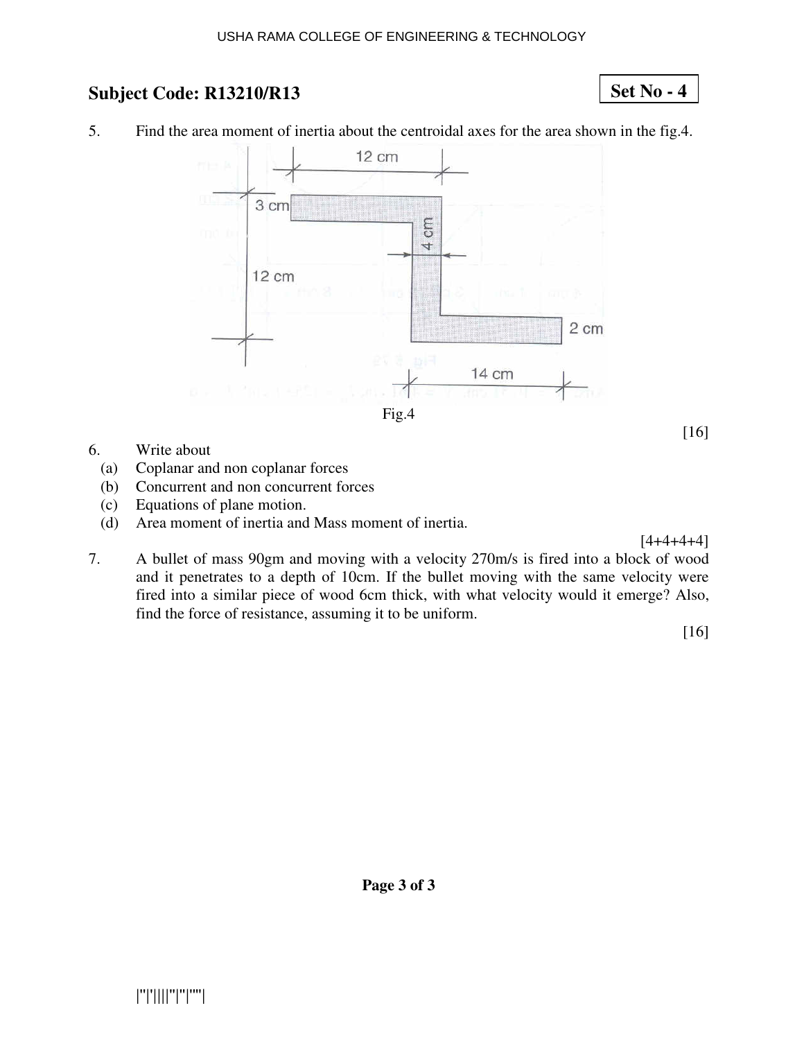# Subject Code: R13210/R13

**Set No - 4**

5. Find the area moment of inertia about the centroidal axes for the area shown in the fig.4.

12 cm

3 cm

4 cm

12 cm

2 cm

14 cm

Fig.4

[16]

6. Write about
   - (a) Coplanar and non coplanar forces
   - (b) Concurrent and non concurrent forces
   - (c) Equations of plane motion.
   - (d) Area moment of inertia and Mass moment of inertia.

[4+4+4+4]

7. A bullet of mass 90gm and moving with a velocity 270m/s is fired into a block of wood and it penetrates to a depth of 10cm. If the bullet moving with the same velocity were fired into a similar piece of wood 6cm thick, with what velocity would it emerge? Also, find the force of resistance, assuming it to be uniform.

[16]